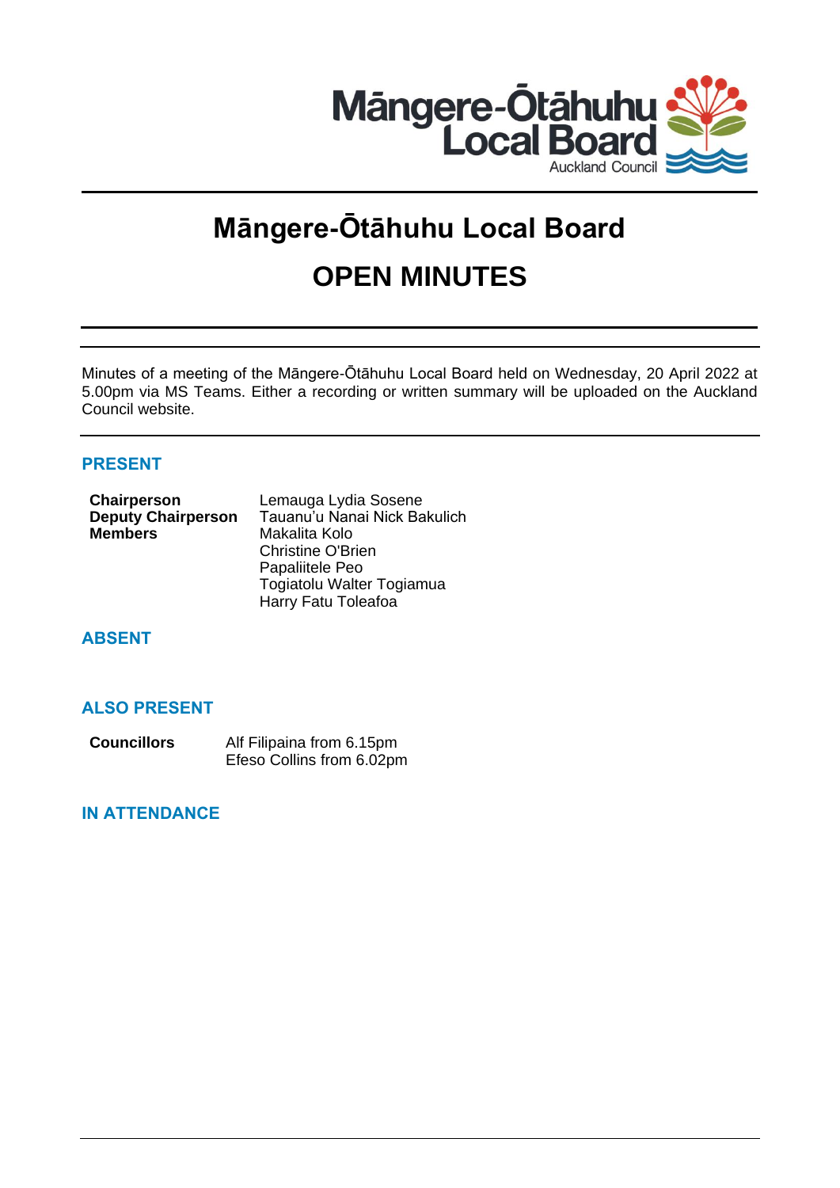Māngere-Ōtāhuhu Local Board

Auckland Council

# Māngere-Ōtāhuhu Local Board

# OPEN MINUTES

Minutes of a meeting of the Māngere-Ōtāhuhu Local Board held on Wednesday, 20 April 2022 at 5.00pm via MS Teams. Either a recording or written summary will be uploaded on the Auckland Council website.

## PRESENT

| | |
|---|---|
| **Chairperson** | Lemauga Lydia Sosene |
| **Deputy Chairperson** | Tauanu'u Nanai Nick Bakulich |
| **Members** | Makalita Kolo |
| | Christine O'Brien |
| | Papaliitele Peo |
| | Togiatolu Walter Togiamua |
| | Harry Fatu Toleafoa |

## ABSENT

## ALSO PRESENT

| | |
|---|---|
| **Councillors** | Alf Filipaina from 6.15pm |
| | Efeso Collins from 6.02pm |

## IN ATTENDANCE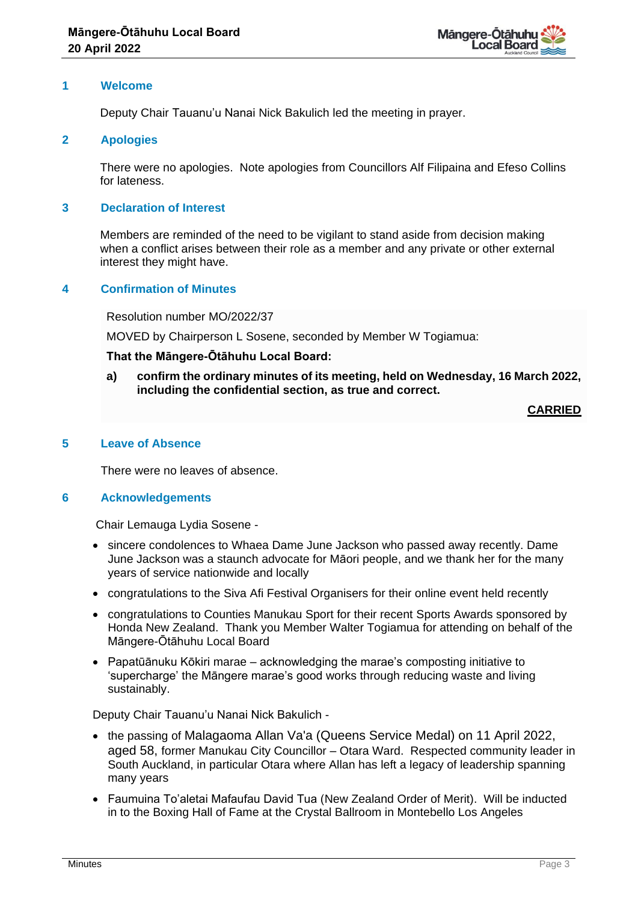## 1 Welcome

Deputy Chair Tauanu'u Nanai Nick Bakulich led the meeting in prayer.

## 2 Apologies

There were no apologies. Note apologies from Councillors Alf Filipaina and Efeso Collins for lateness.

## 3 Declaration of Interest

Members are reminded of the need to be vigilant to stand aside from decision making when a conflict arises between their role as a member and any private or other external interest they might have.

## 4 Confirmation of Minutes

Resolution number MO/2022/37

MOVED by Chairperson L Sosene, seconded by Member W Togiamua:

**That the Māngere-Ōtāhuhu Local Board:**

**a) confirm the ordinary minutes of its meeting, held on Wednesday, 16 March 2022, including the confidential section, as true and correct.**

**CARRIED**

## 5 Leave of Absence

There were no leaves of absence.

## 6 Acknowledgements

Chair Lemauga Lydia Sosene -

- sincere condolences to Whaea Dame June Jackson who passed away recently. Dame June Jackson was a staunch advocate for Māori people, and we thank her for the many years of service nationwide and locally
- congratulations to the Siva Afi Festival Organisers for their online event held recently
- congratulations to Counties Manukau Sport for their recent Sports Awards sponsored by Honda New Zealand. Thank you Member Walter Togiamua for attending on behalf of the Māngere-Ōtāhuhu Local Board
- Papatūānuku Kōkiri marae – acknowledging the marae's composting initiative to 'supercharge' the Māngere marae's good works through reducing waste and living sustainably.

Deputy Chair Tauanu'u Nanai Nick Bakulich -

- the passing of Malagaoma Allan Va'a (Queens Service Medal) on 11 April 2022, aged 58, former Manukau City Councillor – Otara Ward. Respected community leader in South Auckland, in particular Otara where Allan has left a legacy of leadership spanning many years
- Faumuina To'aletai Mafaufau David Tua (New Zealand Order of Merit). Will be inducted in to the Boxing Hall of Fame at the Crystal Ballroom in Montebello Los Angeles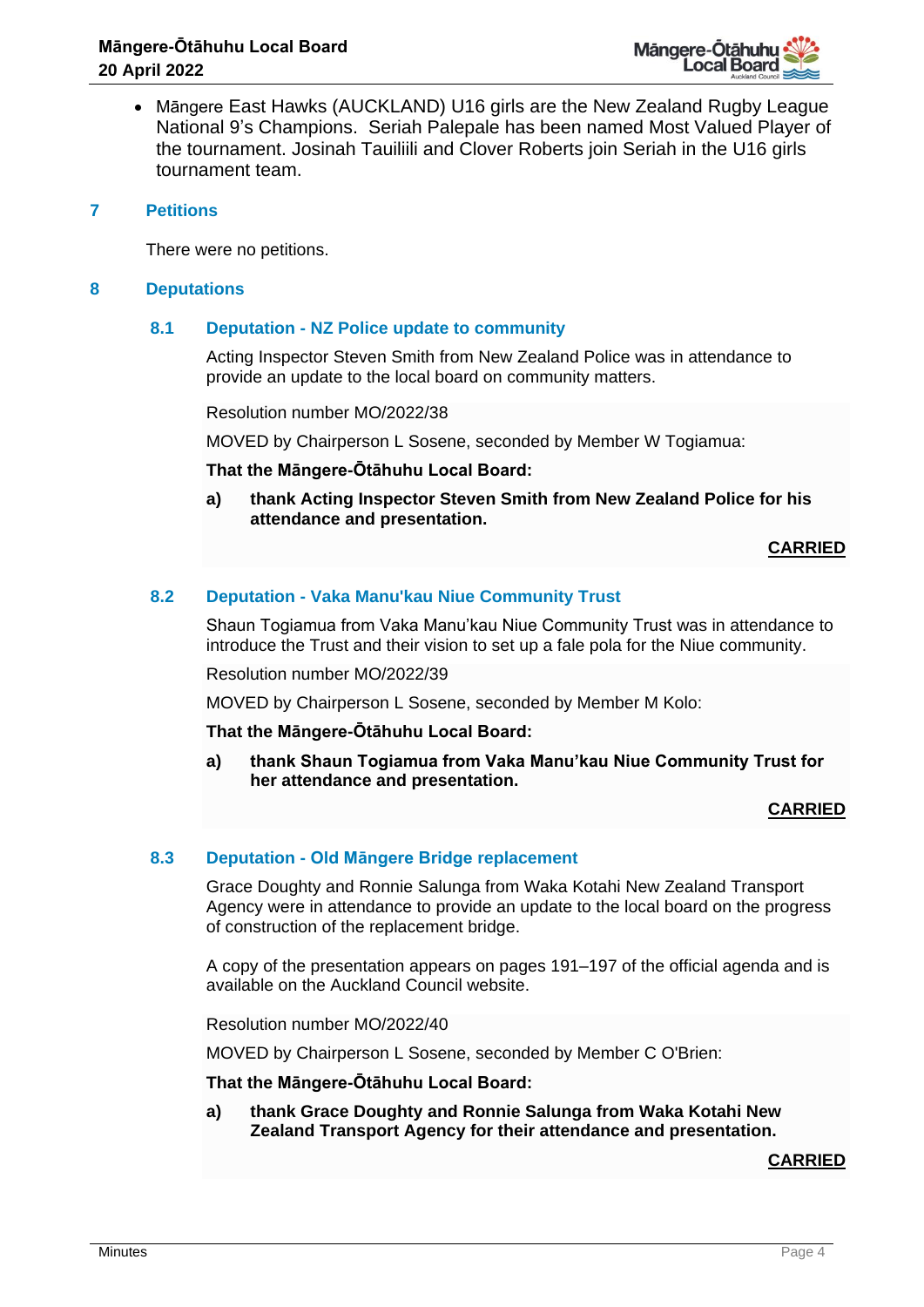- Māngere East Hawks (AUCKLAND) U16 girls are the New Zealand Rugby League National 9's Champions. Seriah Palepale has been named Most Valued Player of the tournament. Josinah Tauiliili and Clover Roberts join Seriah in the U16 girls tournament team.

## 7 Petitions

There were no petitions.

## 8 Deputations

### 8.1 Deputation - NZ Police update to community

Acting Inspector Steven Smith from New Zealand Police was in attendance to provide an update to the local board on community matters.

Resolution number MO/2022/38

MOVED by Chairperson L Sosene, seconded by Member W Togiamua:

**That the Māngere-Ōtāhuhu Local Board:**

**a) thank Acting Inspector Steven Smith from New Zealand Police for his attendance and presentation.**

**CARRIED**

### 8.2 Deputation - Vaka Manu'kau Niue Community Trust

Shaun Togiamua from Vaka Manu'kau Niue Community Trust was in attendance to introduce the Trust and their vision to set up a fale pola for the Niue community.

Resolution number MO/2022/39

MOVED by Chairperson L Sosene, seconded by Member M Kolo:

**That the Māngere-Ōtāhuhu Local Board:**

**a) thank Shaun Togiamua from Vaka Manu'kau Niue Community Trust for her attendance and presentation.**

**CARRIED**

### 8.3 Deputation - Old Māngere Bridge replacement

Grace Doughty and Ronnie Salunga from Waka Kotahi New Zealand Transport Agency were in attendance to provide an update to the local board on the progress of construction of the replacement bridge.

A copy of the presentation appears on pages 191–197 of the official agenda and is available on the Auckland Council website.

Resolution number MO/2022/40

MOVED by Chairperson L Sosene, seconded by Member C O'Brien:

**That the Māngere-Ōtāhuhu Local Board:**

**a) thank Grace Doughty and Ronnie Salunga from Waka Kotahi New Zealand Transport Agency for their attendance and presentation.**

**CARRIED**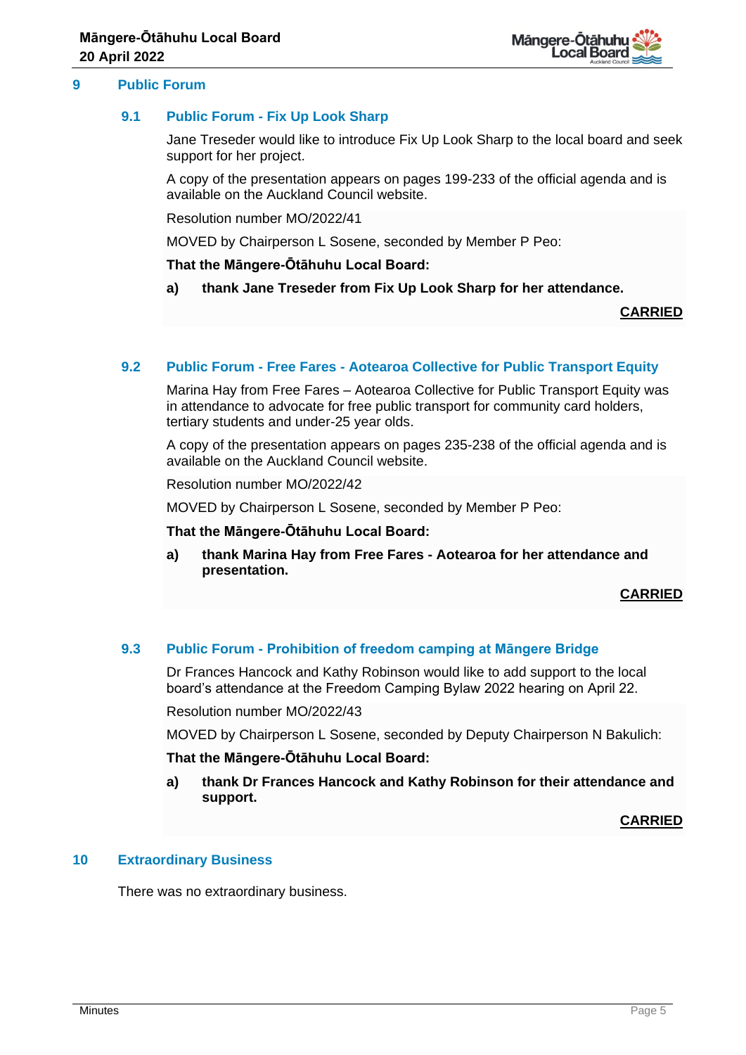## 9 Public Forum

### 9.1 Public Forum - Fix Up Look Sharp

Jane Treseder would like to introduce Fix Up Look Sharp to the local board and seek support for her project.

A copy of the presentation appears on pages 199-233 of the official agenda and is available on the Auckland Council website.

Resolution number MO/2022/41

MOVED by Chairperson L Sosene, seconded by Member P Peo:

**That the Māngere-Ōtāhuhu Local Board:**

**a) thank Jane Treseder from Fix Up Look Sharp for her attendance.**

**CARRIED**

### 9.2 Public Forum - Free Fares - Aotearoa Collective for Public Transport Equity

Marina Hay from Free Fares – Aotearoa Collective for Public Transport Equity was in attendance to advocate for free public transport for community card holders, tertiary students and under-25 year olds.

A copy of the presentation appears on pages 235-238 of the official agenda and is available on the Auckland Council website.

Resolution number MO/2022/42

MOVED by Chairperson L Sosene, seconded by Member P Peo:

**That the Māngere-Ōtāhuhu Local Board:**

**a) thank Marina Hay from Free Fares - Aotearoa for her attendance and presentation.**

**CARRIED**

### 9.3 Public Forum - Prohibition of freedom camping at Māngere Bridge

Dr Frances Hancock and Kathy Robinson would like to add support to the local board's attendance at the Freedom Camping Bylaw 2022 hearing on April 22.

Resolution number MO/2022/43

MOVED by Chairperson L Sosene, seconded by Deputy Chairperson N Bakulich:

**That the Māngere-Ōtāhuhu Local Board:**

**a) thank Dr Frances Hancock and Kathy Robinson for their attendance and support.**

**CARRIED**

## 10 Extraordinary Business

There was no extraordinary business.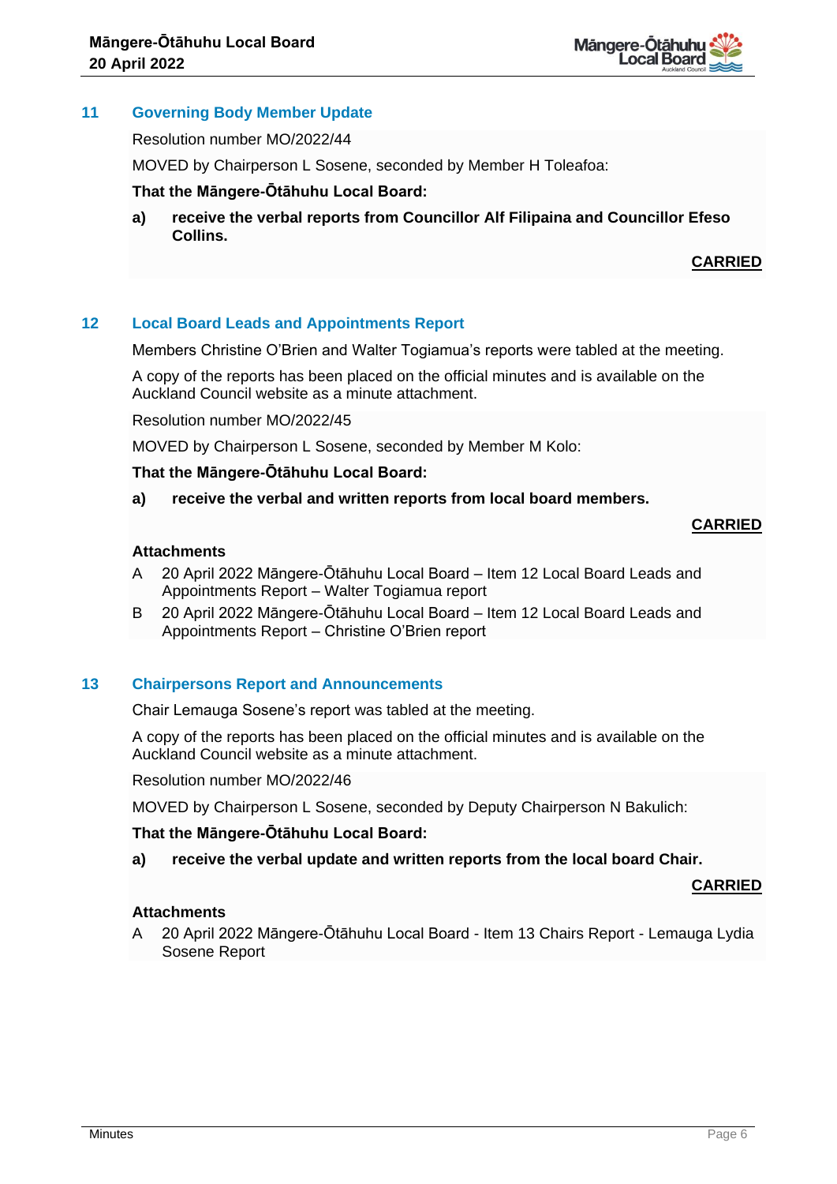## 11 Governing Body Member Update

Resolution number MO/2022/44

MOVED by Chairperson L Sosene, seconded by Member H Toleafoa:

**That the Māngere-Ōtāhuhu Local Board:**

**a) receive the verbal reports from Councillor Alf Filipaina and Councillor Efeso Collins.**

**CARRIED**

## 12 Local Board Leads and Appointments Report

Members Christine O'Brien and Walter Togiamua's reports were tabled at the meeting.

A copy of the reports has been placed on the official minutes and is available on the Auckland Council website as a minute attachment.

Resolution number MO/2022/45

MOVED by Chairperson L Sosene, seconded by Member M Kolo:

**That the Māngere-Ōtāhuhu Local Board:**

**a) receive the verbal and written reports from local board members.**

**CARRIED**

**Attachments**

A 20 April 2022 Māngere-Ōtāhuhu Local Board – Item 12 Local Board Leads and Appointments Report – Walter Togiamua report

B 20 April 2022 Māngere-Ōtāhuhu Local Board – Item 12 Local Board Leads and Appointments Report – Christine O'Brien report

## 13 Chairpersons Report and Announcements

Chair Lemauga Sosene's report was tabled at the meeting.

A copy of the reports has been placed on the official minutes and is available on the Auckland Council website as a minute attachment.

Resolution number MO/2022/46

MOVED by Chairperson L Sosene, seconded by Deputy Chairperson N Bakulich:

**That the Māngere-Ōtāhuhu Local Board:**

**a) receive the verbal update and written reports from the local board Chair.**

**CARRIED**

**Attachments**

A 20 April 2022 Māngere-Ōtāhuhu Local Board - Item 13 Chairs Report - Lemauga Lydia Sosene Report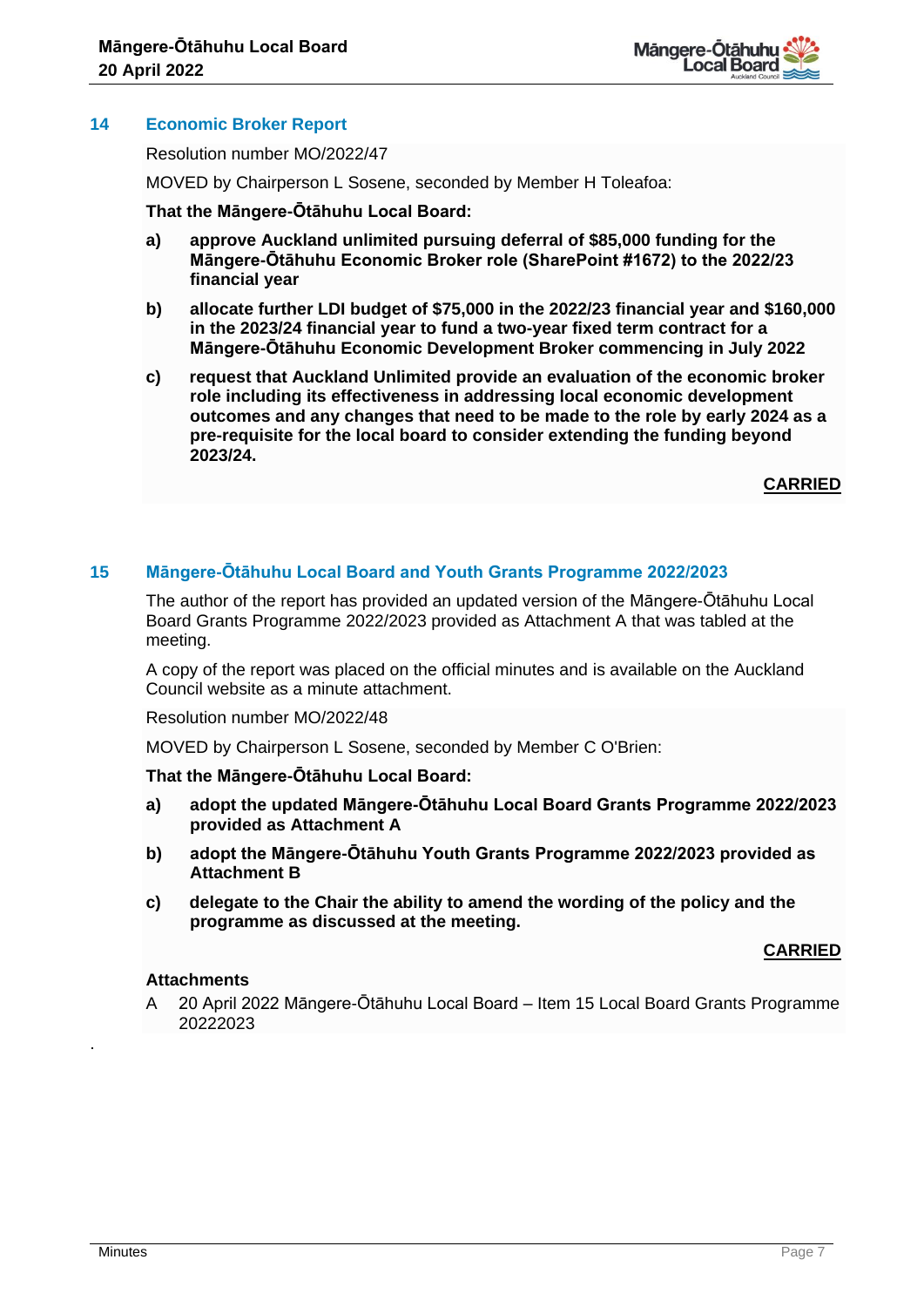## 14 Economic Broker Report

Resolution number MO/2022/47

MOVED by Chairperson L Sosene, seconded by Member H Toleafoa:

**That the Māngere-Ōtāhuhu Local Board:**

**a) approve Auckland unlimited pursuing deferral of $85,000 funding for the Māngere-Ōtāhuhu Economic Broker role (SharePoint #1672) to the 2022/23 financial year**

**b) allocate further LDI budget of $75,000 in the 2022/23 financial year and $160,000 in the 2023/24 financial year to fund a two-year fixed term contract for a Māngere-Ōtāhuhu Economic Development Broker commencing in July 2022**

**c) request that Auckland Unlimited provide an evaluation of the economic broker role including its effectiveness in addressing local economic development outcomes and any changes that need to be made to the role by early 2024 as a pre-requisite for the local board to consider extending the funding beyond 2023/24.**

**CARRIED**

## 15 Māngere-Ōtāhuhu Local Board and Youth Grants Programme 2022/2023

The author of the report has provided an updated version of the Māngere-Ōtāhuhu Local Board Grants Programme 2022/2023 provided as Attachment A that was tabled at the meeting.

A copy of the report was placed on the official minutes and is available on the Auckland Council website as a minute attachment.

Resolution number MO/2022/48

MOVED by Chairperson L Sosene, seconded by Member C O'Brien:

**That the Māngere-Ōtāhuhu Local Board:**

**a) adopt the updated Māngere-Ōtāhuhu Local Board Grants Programme 2022/2023 provided as Attachment A**

**b) adopt the Māngere-Ōtāhuhu Youth Grants Programme 2022/2023 provided as Attachment B**

**c) delegate to the Chair the ability to amend the wording of the policy and the programme as discussed at the meeting.**

**CARRIED**

**Attachments**

A 20 April 2022 Māngere-Ōtāhuhu Local Board – Item 15 Local Board Grants Programme 20222023

.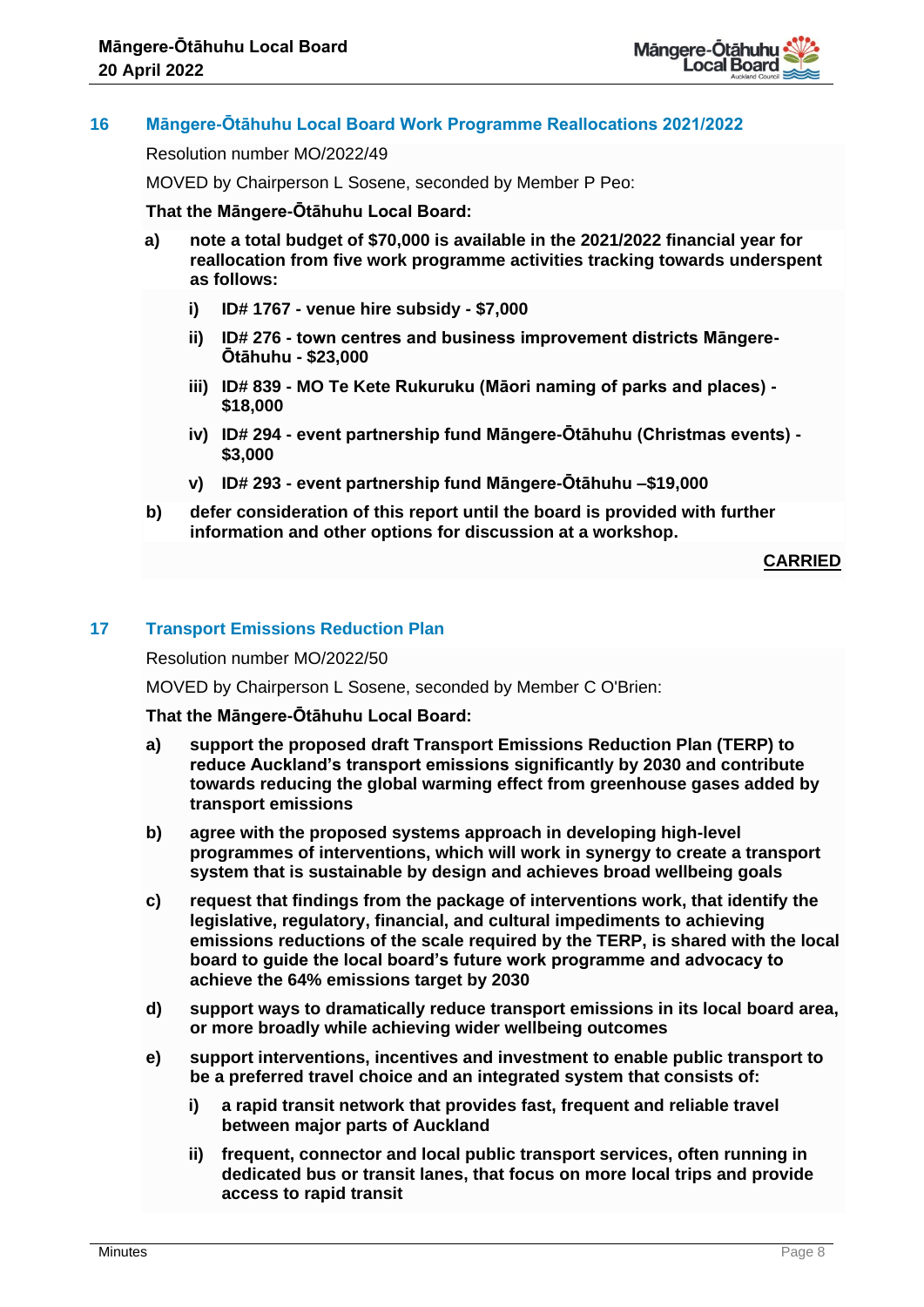## 16 Māngere-Ōtāhuhu Local Board Work Programme Reallocations 2021/2022

Resolution number MO/2022/49

MOVED by Chairperson L Sosene, seconded by Member P Peo:

**That the Māngere-Ōtāhuhu Local Board:**

**a) note a total budget of $70,000 is available in the 2021/2022 financial year for reallocation from five work programme activities tracking towards underspent as follows:**

**i) ID# 1767 - venue hire subsidy - $7,000**

**ii) ID# 276 - town centres and business improvement districts Māngere-Ōtāhuhu - $23,000**

**iii) ID# 839 - MO Te Kete Rukuruku (Māori naming of parks and places) - $18,000**

**iv) ID# 294 - event partnership fund Māngere-Ōtāhuhu (Christmas events) - $3,000**

**v) ID# 293 - event partnership fund Māngere-Ōtāhuhu –$19,000**

**b) defer consideration of this report until the board is provided with further information and other options for discussion at a workshop.**

**CARRIED**

## 17 Transport Emissions Reduction Plan

Resolution number MO/2022/50

MOVED by Chairperson L Sosene, seconded by Member C O'Brien:

**That the Māngere-Ōtāhuhu Local Board:**

**a) support the proposed draft Transport Emissions Reduction Plan (TERP) to reduce Auckland's transport emissions significantly by 2030 and contribute towards reducing the global warming effect from greenhouse gases added by transport emissions**

**b) agree with the proposed systems approach in developing high-level programmes of interventions, which will work in synergy to create a transport system that is sustainable by design and achieves broad wellbeing goals**

**c) request that findings from the package of interventions work, that identify the legislative, regulatory, financial, and cultural impediments to achieving emissions reductions of the scale required by the TERP, is shared with the local board to guide the local board's future work programme and advocacy to achieve the 64% emissions target by 2030**

**d) support ways to dramatically reduce transport emissions in its local board area, or more broadly while achieving wider wellbeing outcomes**

**e) support interventions, incentives and investment to enable public transport to be a preferred travel choice and an integrated system that consists of:**

**i) a rapid transit network that provides fast, frequent and reliable travel between major parts of Auckland**

**ii) frequent, connector and local public transport services, often running in dedicated bus or transit lanes, that focus on more local trips and provide access to rapid transit**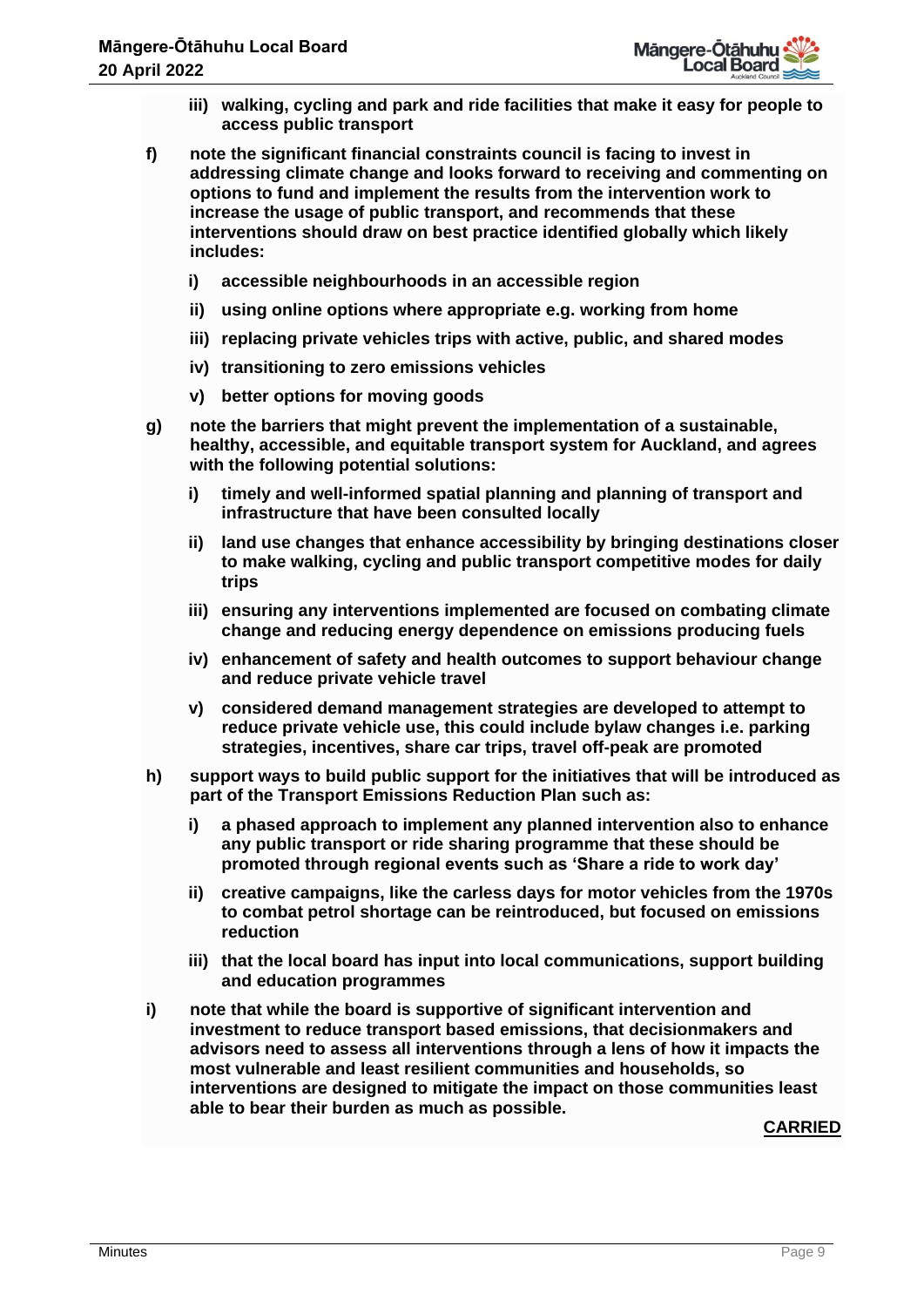**iii) walking, cycling and park and ride facilities that make it easy for people to access public transport**

**f) note the significant financial constraints council is facing to invest in addressing climate change and looks forward to receiving and commenting on options to fund and implement the results from the intervention work to increase the usage of public transport, and recommends that these interventions should draw on best practice identified globally which likely includes:**

**i) accessible neighbourhoods in an accessible region**

**ii) using online options where appropriate e.g. working from home**

**iii) replacing private vehicles trips with active, public, and shared modes**

**iv) transitioning to zero emissions vehicles**

**v) better options for moving goods**

**g) note the barriers that might prevent the implementation of a sustainable, healthy, accessible, and equitable transport system for Auckland, and agrees with the following potential solutions:**

**i) timely and well-informed spatial planning and planning of transport and infrastructure that have been consulted locally**

**ii) land use changes that enhance accessibility by bringing destinations closer to make walking, cycling and public transport competitive modes for daily trips**

**iii) ensuring any interventions implemented are focused on combating climate change and reducing energy dependence on emissions producing fuels**

**iv) enhancement of safety and health outcomes to support behaviour change and reduce private vehicle travel**

**v) considered demand management strategies are developed to attempt to reduce private vehicle use, this could include bylaw changes i.e. parking strategies, incentives, share car trips, travel off-peak are promoted**

**h) support ways to build public support for the initiatives that will be introduced as part of the Transport Emissions Reduction Plan such as:**

**i) a phased approach to implement any planned intervention also to enhance any public transport or ride sharing programme that these should be promoted through regional events such as 'Share a ride to work day'**

**ii) creative campaigns, like the carless days for motor vehicles from the 1970s to combat petrol shortage can be reintroduced, but focused on emissions reduction**

**iii) that the local board has input into local communications, support building and education programmes**

**i) note that while the board is supportive of significant intervention and investment to reduce transport based emissions, that decisionmakers and advisors need to assess all interventions through a lens of how it impacts the most vulnerable and least resilient communities and households, so interventions are designed to mitigate the impact on those communities least able to bear their burden as much as possible.**

**CARRIED**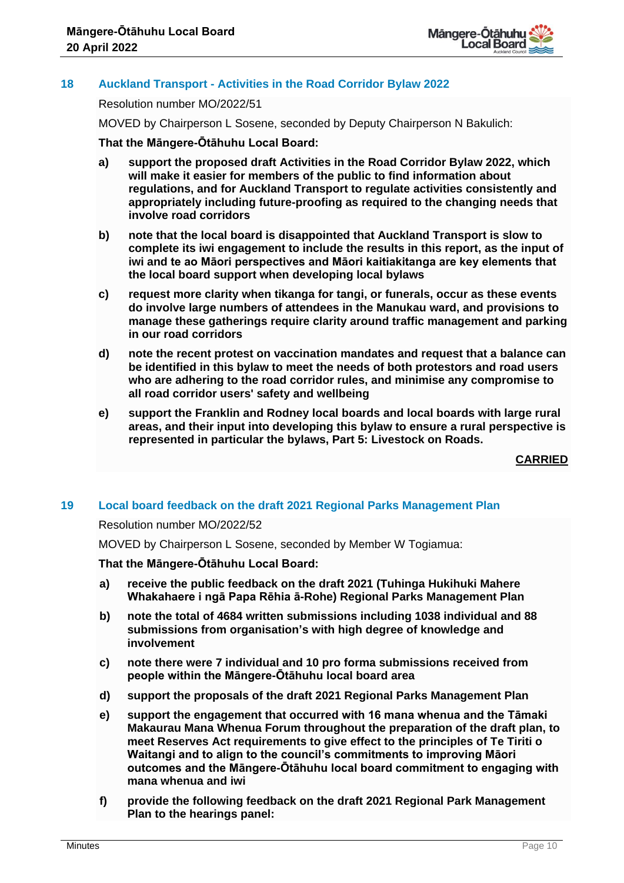## 18 Auckland Transport - Activities in the Road Corridor Bylaw 2022

Resolution number MO/2022/51

MOVED by Chairperson L Sosene, seconded by Deputy Chairperson N Bakulich:

**That the Māngere-Ōtāhuhu Local Board:**

**a) support the proposed draft Activities in the Road Corridor Bylaw 2022, which will make it easier for members of the public to find information about regulations, and for Auckland Transport to regulate activities consistently and appropriately including future-proofing as required to the changing needs that involve road corridors**

**b) note that the local board is disappointed that Auckland Transport is slow to complete its iwi engagement to include the results in this report, as the input of iwi and te ao Māori perspectives and Māori kaitiakitanga are key elements that the local board support when developing local bylaws**

**c) request more clarity when tikanga for tangi, or funerals, occur as these events do involve large numbers of attendees in the Manukau ward, and provisions to manage these gatherings require clarity around traffic management and parking in our road corridors**

**d) note the recent protest on vaccination mandates and request that a balance can be identified in this bylaw to meet the needs of both protestors and road users who are adhering to the road corridor rules, and minimise any compromise to all road corridor users' safety and wellbeing**

**e) support the Franklin and Rodney local boards and local boards with large rural areas, and their input into developing this bylaw to ensure a rural perspective is represented in particular the bylaws, Part 5: Livestock on Roads.**

**CARRIED**

## 19 Local board feedback on the draft 2021 Regional Parks Management Plan

Resolution number MO/2022/52

MOVED by Chairperson L Sosene, seconded by Member W Togiamua:

**That the Māngere-Ōtāhuhu Local Board:**

**a) receive the public feedback on the draft 2021 (Tuhinga Hukihuki Mahere Whakahaere i ngā Papa Rēhia ā-Rohe) Regional Parks Management Plan**

**b) note the total of 4684 written submissions including 1038 individual and 88 submissions from organisation's with high degree of knowledge and involvement**

**c) note there were 7 individual and 10 pro forma submissions received from people within the Māngere-Ōtāhuhu local board area**

**d) support the proposals of the draft 2021 Regional Parks Management Plan**

**e) support the engagement that occurred with 16 mana whenua and the Tāmaki Makaurau Mana Whenua Forum throughout the preparation of the draft plan, to meet Reserves Act requirements to give effect to the principles of Te Tiriti o Waitangi and to align to the council's commitments to improving Māori outcomes and the Māngere-Ōtāhuhu local board commitment to engaging with mana whenua and iwi**

**f) provide the following feedback on the draft 2021 Regional Park Management Plan to the hearings panel:**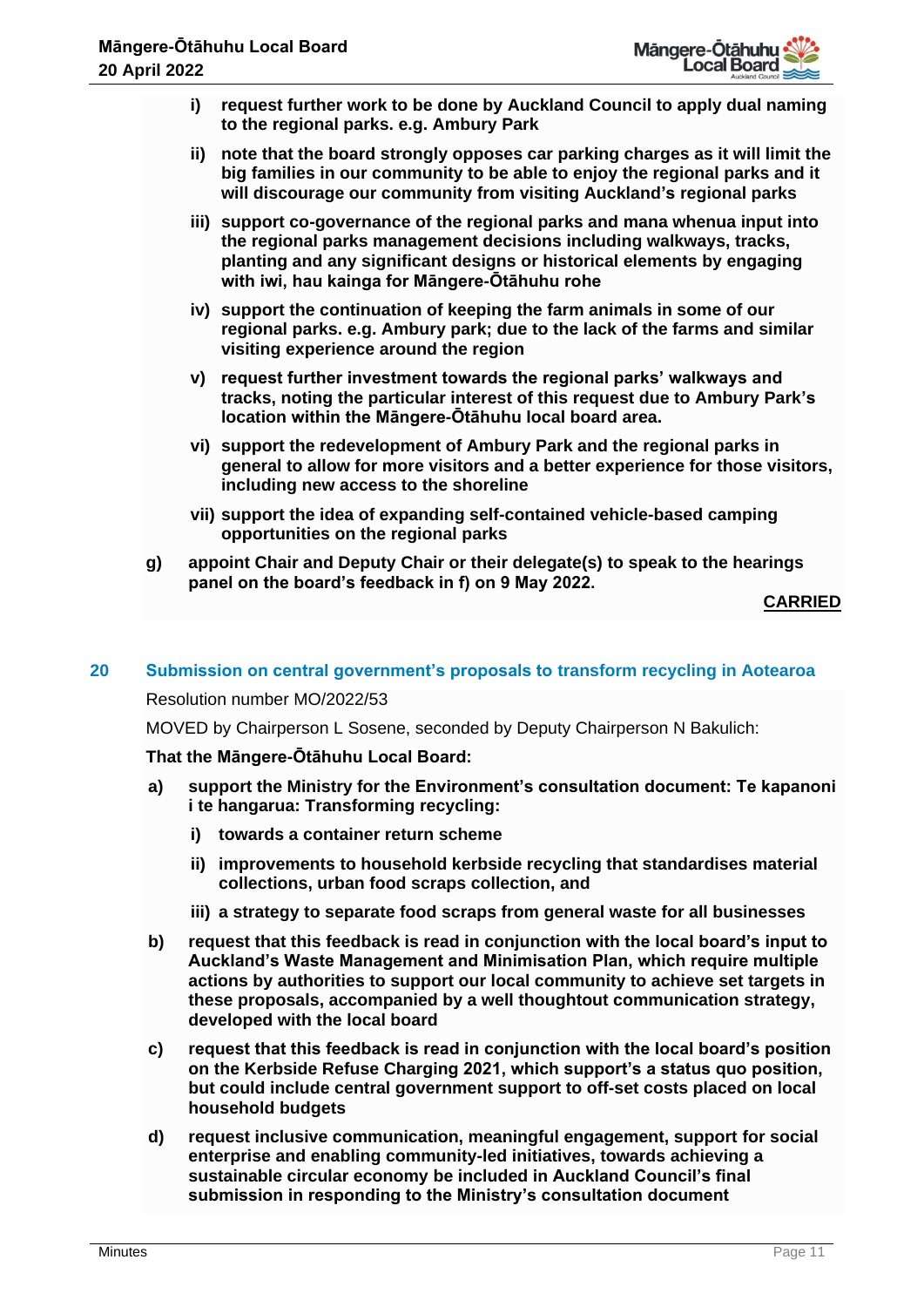**i) request further work to be done by Auckland Council to apply dual naming to the regional parks. e.g. Ambury Park**

**ii) note that the board strongly opposes car parking charges as it will limit the big families in our community to be able to enjoy the regional parks and it will discourage our community from visiting Auckland's regional parks**

**iii) support co-governance of the regional parks and mana whenua input into the regional parks management decisions including walkways, tracks, planting and any significant designs or historical elements by engaging with iwi, hau kainga for Māngere-Ōtāhuhu rohe**

**iv) support the continuation of keeping the farm animals in some of our regional parks. e.g. Ambury park; due to the lack of the farms and similar visiting experience around the region**

**v) request further investment towards the regional parks' walkways and tracks, noting the particular interest of this request due to Ambury Park's location within the Māngere-Ōtāhuhu local board area.**

**vi) support the redevelopment of Ambury Park and the regional parks in general to allow for more visitors and a better experience for those visitors, including new access to the shoreline**

**vii) support the idea of expanding self-contained vehicle-based camping opportunities on the regional parks**

**g) appoint Chair and Deputy Chair or their delegate(s) to speak to the hearings panel on the board's feedback in f) on 9 May 2022.**

**CARRIED**

## 20 Submission on central government's proposals to transform recycling in Aotearoa

Resolution number MO/2022/53

MOVED by Chairperson L Sosene, seconded by Deputy Chairperson N Bakulich:

**That the Māngere-Ōtāhuhu Local Board:**

**a) support the Ministry for the Environment's consultation document: Te kapanoni i te hangarua: Transforming recycling:**

**i) towards a container return scheme**

**ii) improvements to household kerbside recycling that standardises material collections, urban food scraps collection, and**

**iii) a strategy to separate food scraps from general waste for all businesses**

**b) request that this feedback is read in conjunction with the local board's input to Auckland's Waste Management and Minimisation Plan, which require multiple actions by authorities to support our local community to achieve set targets in these proposals, accompanied by a well thoughtout communication strategy, developed with the local board**

**c) request that this feedback is read in conjunction with the local board's position on the Kerbside Refuse Charging 2021, which support's a status quo position, but could include central government support to off-set costs placed on local household budgets**

**d) request inclusive communication, meaningful engagement, support for social enterprise and enabling community-led initiatives, towards achieving a sustainable circular economy be included in Auckland Council's final submission in responding to the Ministry's consultation document**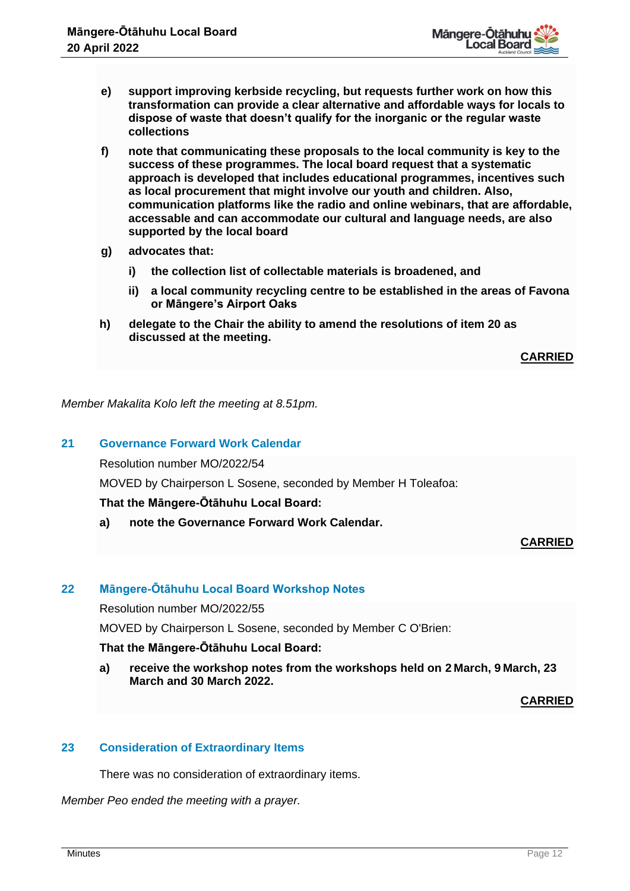e) **support improving kerbside recycling, but requests further work on how this transformation can provide a clear alternative and affordable ways for locals to dispose of waste that doesn't qualify for the inorganic or the regular waste collections**

f) **note that communicating these proposals to the local community is key to the success of these programmes. The local board request that a systematic approach is developed that includes educational programmes, incentives such as local procurement that might involve our youth and children. Also, communication platforms like the radio and online webinars, that are affordable, accessable and can accommodate our cultural and language needs, are also supported by the local board**

g) **advocates that:**

   i) **the collection list of collectable materials is broadened, and**

   ii) **a local community recycling centre to be established in the areas of Favona or Māngere's Airport Oaks**

h) **delegate to the Chair the ability to amend the resolutions of item 20 as discussed at the meeting.**

**CARRIED**

*Member Makalita Kolo left the meeting at 8.51pm.*

## 21 Governance Forward Work Calendar

Resolution number MO/2022/54

MOVED by Chairperson L Sosene, seconded by Member H Toleafoa:

**That the Māngere-Ōtāhuhu Local Board:**

a) **note the Governance Forward Work Calendar.**

**CARRIED**

## 22 Māngere-Ōtāhuhu Local Board Workshop Notes

Resolution number MO/2022/55

MOVED by Chairperson L Sosene, seconded by Member C O'Brien:

**That the Māngere-Ōtāhuhu Local Board:**

a) **receive the workshop notes from the workshops held on 2 March, 9 March, 23 March and 30 March 2022.**

**CARRIED**

## 23 Consideration of Extraordinary Items

There was no consideration of extraordinary items.

*Member Peo ended the meeting with a prayer.*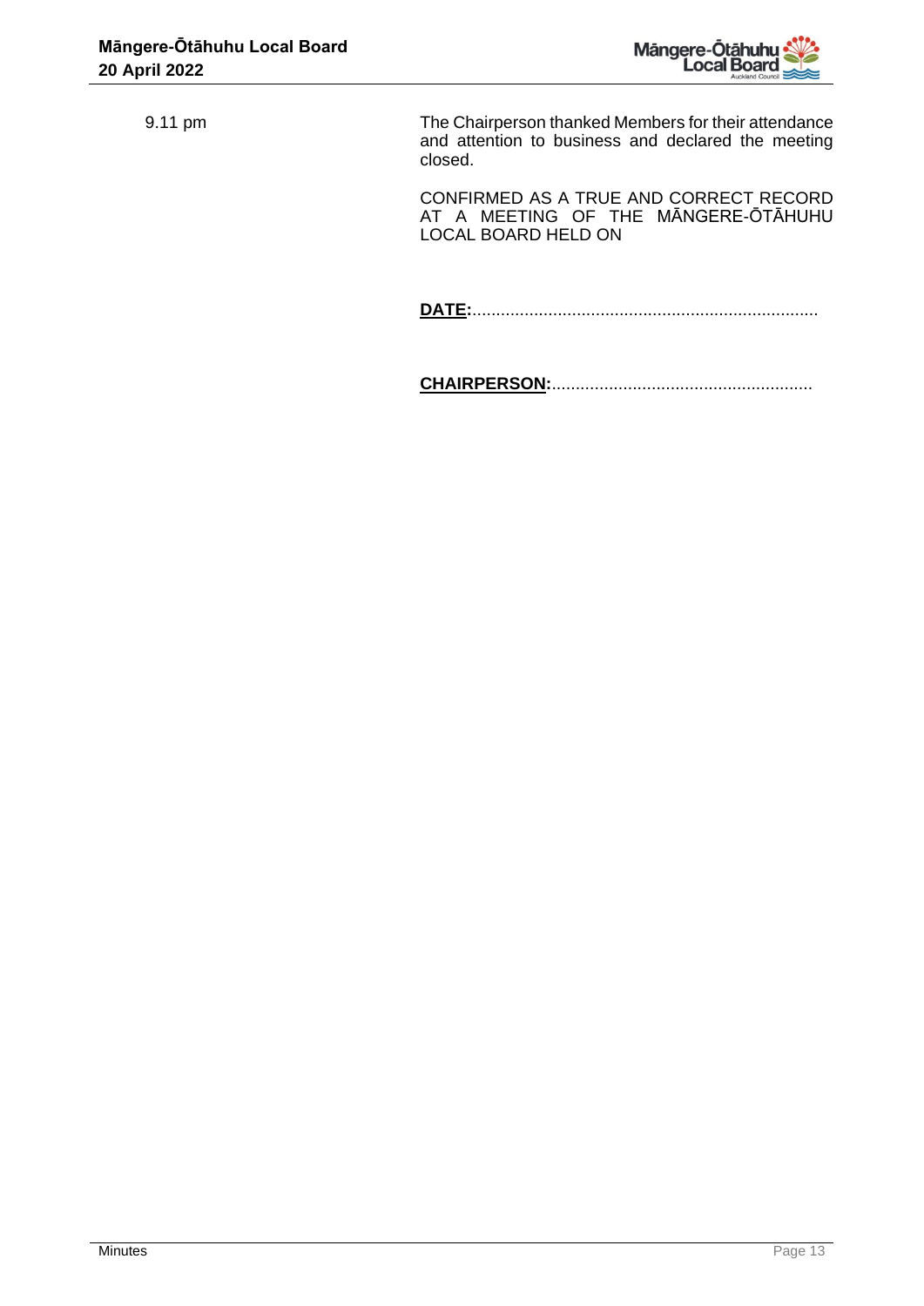9.11 pm

The Chairperson thanked Members for their attendance and attention to business and declared the meeting closed.

CONFIRMED AS A TRUE AND CORRECT RECORD AT A MEETING OF THE MĀNGERE-ŌTĀHUHU LOCAL BOARD HELD ON

**DATE:**.........................................................................

**CHAIRPERSON:**.......................................................